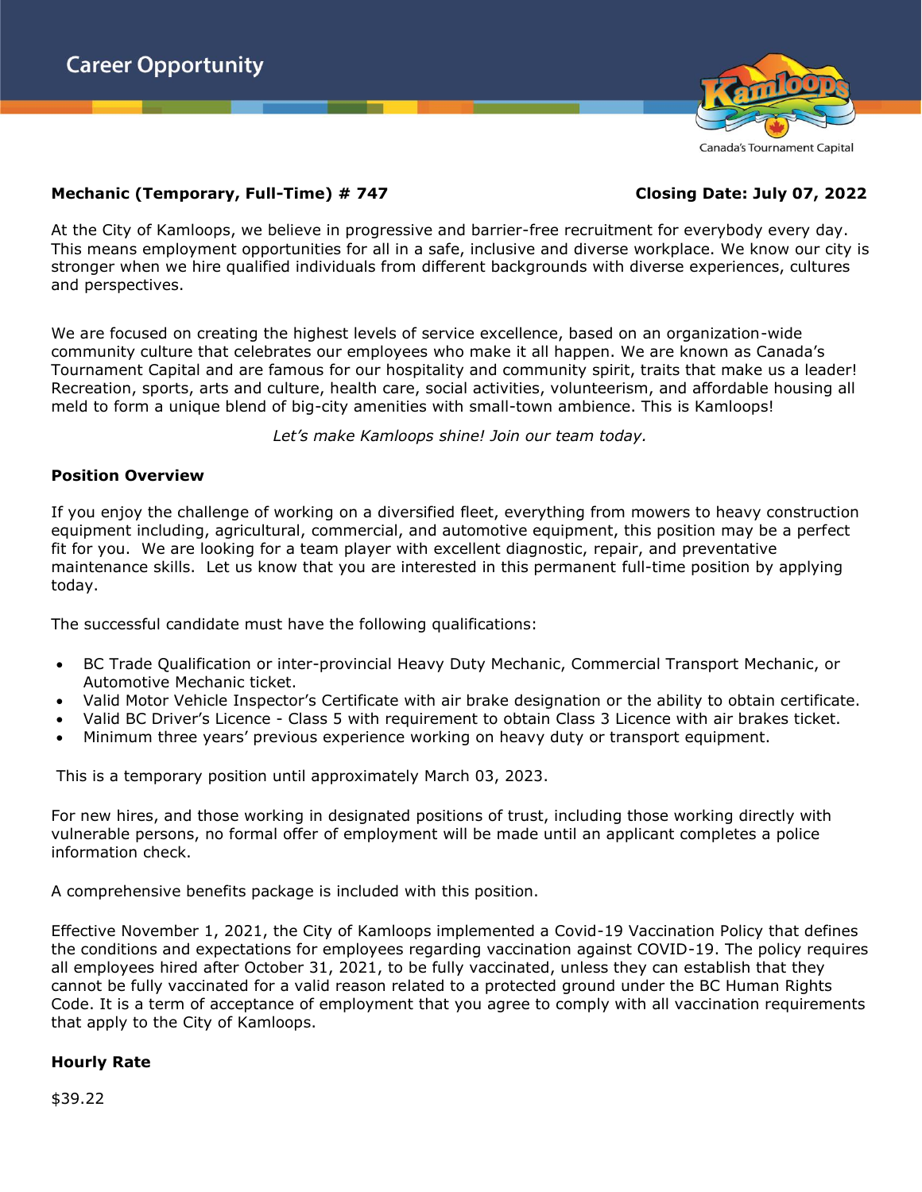# Career Opportunity

Canada's Tournament Capital

**Mechanic (Temporary, Full-Time) # 747** **Closing Date: July 07, 2022**

At the City of Kamloops, we believe in progressive and barrier-free recruitment for everybody every day. This means employment opportunities for all in a safe, inclusive and diverse workplace. We know our city is stronger when we hire qualified individuals from different backgrounds with diverse experiences, cultures and perspectives.

We are focused on creating the highest levels of service excellence, based on an organization-wide community culture that celebrates our employees who make it all happen. We are known as Canada's Tournament Capital and are famous for our hospitality and community spirit, traits that make us a leader! Recreation, sports, arts and culture, health care, social activities, volunteerism, and affordable housing all meld to form a unique blend of big-city amenities with small-town ambience. This is Kamloops!

*Let's make Kamloops shine! Join our team today.*

### Position Overview

If you enjoy the challenge of working on a diversified fleet, everything from mowers to heavy construction equipment including, agricultural, commercial, and automotive equipment, this position may be a perfect fit for you. We are looking for a team player with excellent diagnostic, repair, and preventative maintenance skills. Let us know that you are interested in this permanent full-time position by applying today.

The successful candidate must have the following qualifications:

- BC Trade Qualification or inter-provincial Heavy Duty Mechanic, Commercial Transport Mechanic, or Automotive Mechanic ticket.
- Valid Motor Vehicle Inspector's Certificate with air brake designation or the ability to obtain certificate.
- Valid BC Driver's Licence - Class 5 with requirement to obtain Class 3 Licence with air brakes ticket.
- Minimum three years' previous experience working on heavy duty or transport equipment.

This is a temporary position until approximately March 03, 2023.

For new hires, and those working in designated positions of trust, including those working directly with vulnerable persons, no formal offer of employment will be made until an applicant completes a police information check.

A comprehensive benefits package is included with this position.

Effective November 1, 2021, the City of Kamloops implemented a Covid-19 Vaccination Policy that defines the conditions and expectations for employees regarding vaccination against COVID-19. The policy requires all employees hired after October 31, 2021, to be fully vaccinated, unless they can establish that they cannot be fully vaccinated for a valid reason related to a protected ground under the BC Human Rights Code. It is a term of acceptance of employment that you agree to comply with all vaccination requirements that apply to the City of Kamloops.

### Hourly Rate

$39.22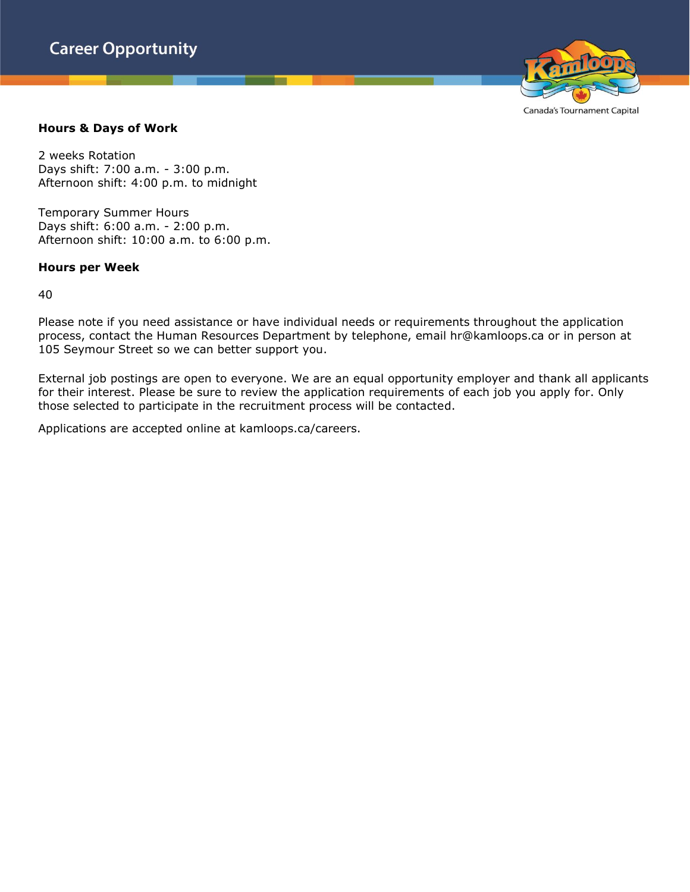**Hours & Days of Work**

2 weeks Rotation
Days shift: 7:00 a.m. - 3:00 p.m.
Afternoon shift: 4:00 p.m. to midnight

Temporary Summer Hours
Days shift: 6:00 a.m. - 2:00 p.m.
Afternoon shift: 10:00 a.m. to 6:00 p.m.

**Hours per Week**

40

Please note if you need assistance or have individual needs or requirements throughout the application process, contact the Human Resources Department by telephone, email hr@kamloops.ca or in person at 105 Seymour Street so we can better support you.

External job postings are open to everyone. We are an equal opportunity employer and thank all applicants for their interest. Please be sure to review the application requirements of each job you apply for. Only those selected to participate in the recruitment process will be contacted.

Applications are accepted online at kamloops.ca/careers.